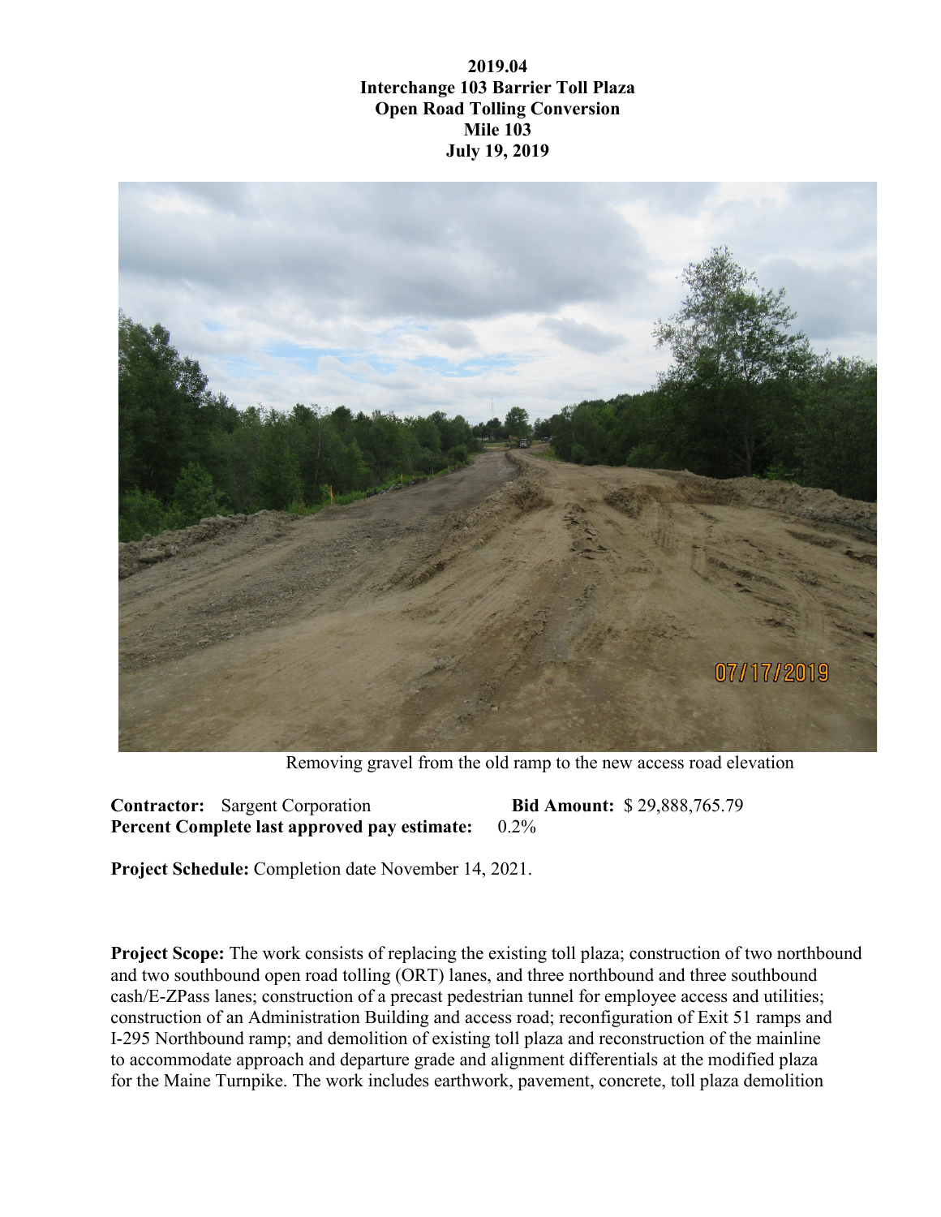**2019.04**
**Interchange 103 Barrier Toll Plaza**
**Open Road Tolling Conversion**
**Mile 103**
**July 19, 2019**

Removing gravel from the old ramp to the new access road elevation

**Contractor:** Sargent Corporation **Bid Amount:** $ 29,888,765.79
**Percent Complete last approved pay estimate:** 0.2%

**Project Schedule:** Completion date November 14, 2021.

**Project Scope:** The work consists of replacing the existing toll plaza; construction of two northbound and two southbound open road tolling (ORT) lanes, and three northbound and three southbound cash/E-ZPass lanes; construction of a precast pedestrian tunnel for employee access and utilities; construction of an Administration Building and access road; reconfiguration of Exit 51 ramps and I-295 Northbound ramp; and demolition of existing toll plaza and reconstruction of the mainline to accommodate approach and departure grade and alignment differentials at the modified plaza for the Maine Turnpike. The work includes earthwork, pavement, concrete, toll plaza demolition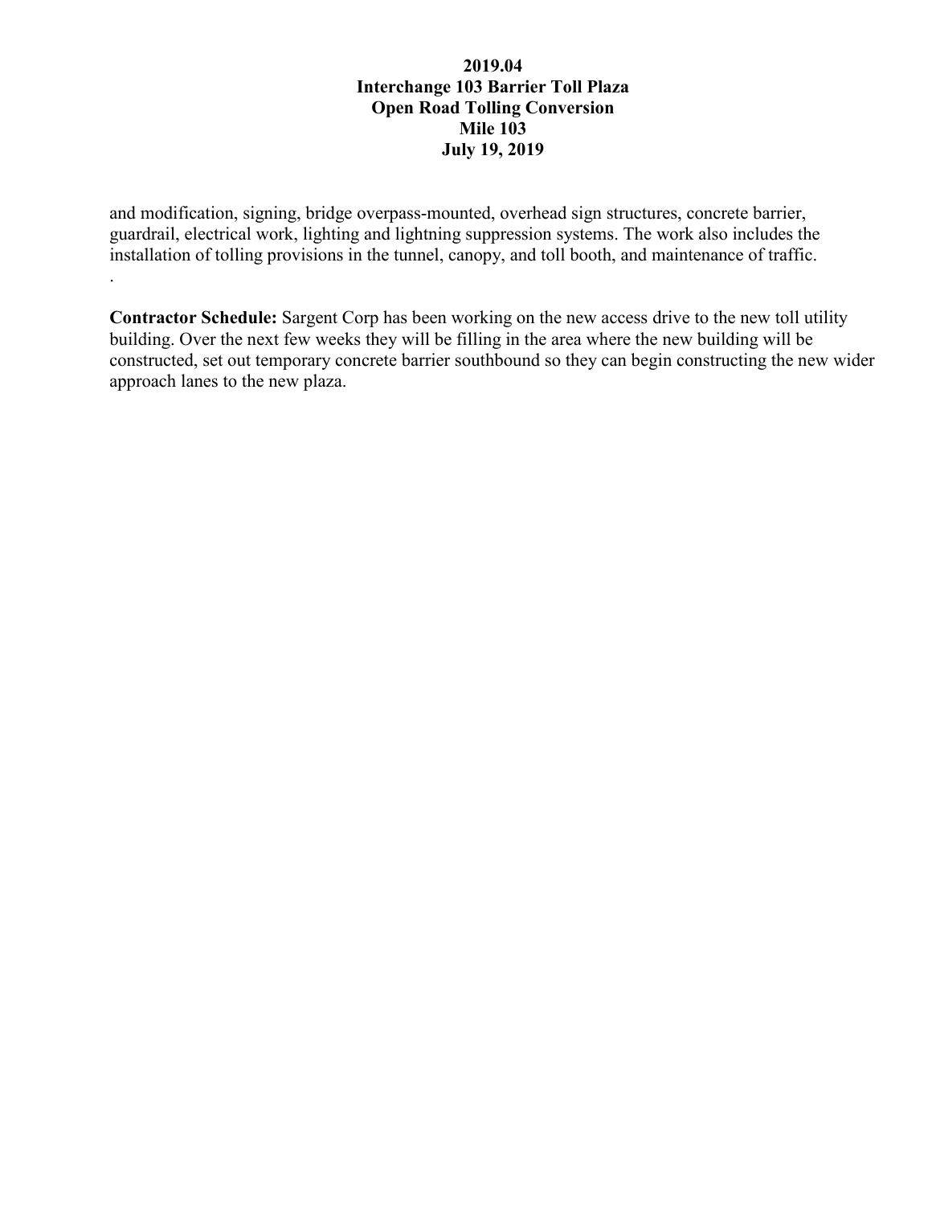and modification, signing, bridge overpass-mounted, overhead sign structures, concrete barrier, guardrail, electrical work, lighting and lightning suppression systems. The work also includes the installation of tolling provisions in the tunnel, canopy, and toll booth, and maintenance of traffic.

.

**Contractor Schedule:** Sargent Corp has been working on the new access drive to the new toll utility building. Over the next few weeks they will be filling in the area where the new building will be constructed, set out temporary concrete barrier southbound so they can begin constructing the new wider approach lanes to the new plaza.